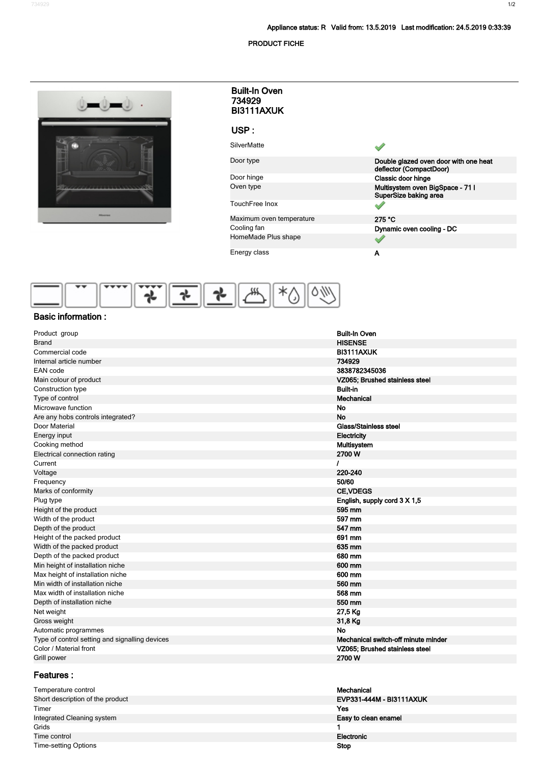Appliance status: R Valid from: 13.5.2019 Last modification: 24.5.2019 0:33:39

PRODUCT FICHE

# Built-In Oven 734929 BI3111AXUK

## USP :

| | |
|---|---|
| SilverMatte | ✔ |
| Door type | Double glazed oven door with one heat deflector (CompactDoor) |
| Door hinge | Classic door hinge |
| Oven type | Multisystem oven BigSpace - 71 l SuperSize baking area |
| TouchFree Inox | ✔ |
| Maximum oven temperature | 275 °C |
| Cooling fan | Dynamic oven cooling - DC |
| HomeMade Plus shape | ✔ |
| Energy class | A |

## Basic information :

| | |
|---|---|
| Product group | Built-In Oven |
| Brand | HISENSE |
| Commercial code | BI3111AXUK |
| Internal article number | 734929 |
| EAN code | 3838782345036 |
| Main colour of product | VZ065; Brushed stainless steel |
| Construction type | Built-in |
| Type of control | Mechanical |
| Microwave function | No |
| Are any hobs controls integrated? | No |
| Door Material | Glass/Stainless steel |
| Energy input | Electricity |
| Cooking method | Multisystem |
| Electrical connection rating | 2700 W |
| Current | / |
| Voltage | 220-240 |
| Frequency | 50/60 |
| Marks of conformity | CE,VDEGS |
| Plug type | English, supply cord 3 X 1,5 |
| Height of the product | 595 mm |
| Width of the product | 597 mm |
| Depth of the product | 547 mm |
| Height of the packed product | 691 mm |
| Width of the packed product | 635 mm |
| Depth of the packed product | 680 mm |
| Min height of installation niche | 600 mm |
| Max height of installation niche | 600 mm |
| Min width of installation niche | 560 mm |
| Max width of installation niche | 568 mm |
| Depth of installation niche | 550 mm |
| Net weight | 27,5 Kg |
| Gross weight | 31,8 Kg |
| Automatic programmes | No |
| Type of control setting and signalling devices | Mechanical switch-off minute minder |
| Color / Material front | VZ065; Brushed stainless steel |
| Grill power | 2700 W |

## Features :

| | |
|---|---|
| Temperature control | Mechanical |
| Short description of the product | EVP331-444M - BI3111AXUK |
| Timer | Yes |
| Integrated Cleaning system | Easy to clean enamel |
| Grids | 1 |
| Time control | Electronic |
| Time-setting Options | Stop |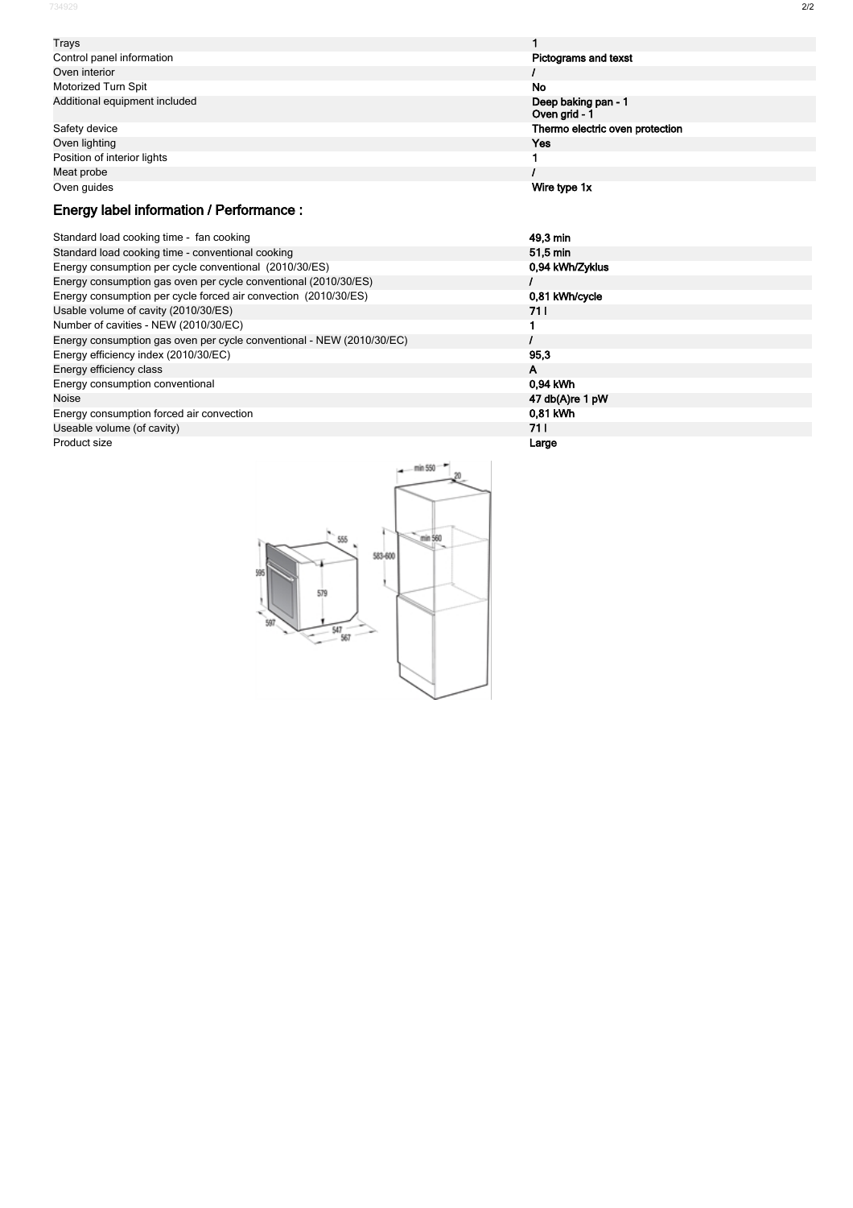| | |
|---|---|
| Trays | 1 |
| Control panel information | Pictograms and texst |
| Oven interior | / |
| Motorized Turn Spit | No |
| Additional equipment included | Deep baking pan - 1<br>Oven grid - 1 |
| Safety device | Thermo electric oven protection |
| Oven lighting | Yes |
| Position of interior lights | 1 |
| Meat probe | / |
| Oven guides | Wire type 1x |

## Energy label information / Performance :

| | |
|---|---|
| Standard load cooking time - fan cooking | 49,3 min |
| Standard load cooking time - conventional cooking | 51,5 min |
| Energy consumption per cycle conventional (2010/30/ES) | 0,94 kWh/Zyklus |
| Energy consumption gas oven per cycle conventional (2010/30/ES) | / |
| Energy consumption per cycle forced air convection (2010/30/ES) | 0,81 kWh/cycle |
| Usable volume of cavity (2010/30/ES) | 71 l |
| Number of cavities - NEW (2010/30/EC) | 1 |
| Energy consumption gas oven per cycle conventional - NEW (2010/30/EC) | / |
| Energy efficiency index (2010/30/EC) | 95,3 |
| Energy efficiency class | A |
| Energy consumption conventional | 0,94 kWh |
| Noise | 47 db(A)re 1 pW |
| Energy consumption forced air convection | 0,81 kWh |
| Useable volume (of cavity) | 71 l |
| Product size | Large |

min 550
20
555
min 560
583-600
595
579
597
547
567